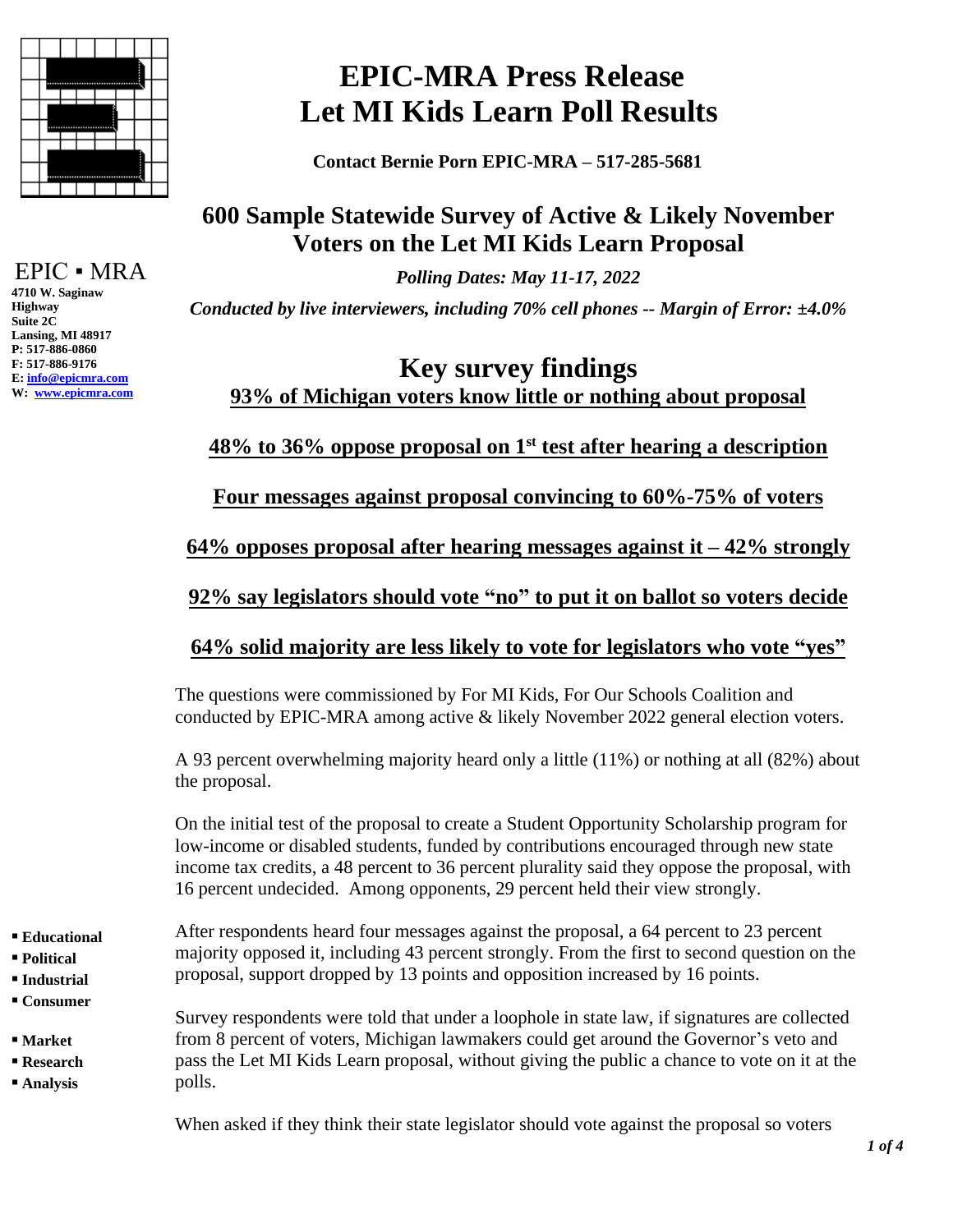# EPIC-MRA Press Release
# Let MI Kids Learn Poll Results

**Contact Bernie Porn EPIC-MRA – 517-285-5681**

EPIC ▪ MRA
**4710 W. Saginaw Highway**
**Suite 2C**
**Lansing, MI 48917**
**P: 517-886-0860**
**F: 517-886-9176**
**E: info@epicmra.com**
**W: www.epicmra.com**

- **Educational**
- **Political**
- **Industrial**
- **Consumer**
- **Market**
- **Research**
- **Analysis**

## 600 Sample Statewide Survey of Active & Likely November Voters on the Let MI Kids Learn Proposal

***Polling Dates: May 11-17, 2022***

***Conducted by live interviewers, including 70% cell phones -- Margin of Error: ±4.0%***

## Key survey findings

**93% of Michigan voters know little or nothing about proposal**

**48% to 36% oppose proposal on 1st test after hearing a description**

**Four messages against proposal convincing to 60%-75% of voters**

**64% opposes proposal after hearing messages against it – 42% strongly**

**92% say legislators should vote "no" to put it on ballot so voters decide**

**64% solid majority are less likely to vote for legislators who vote "yes"**

The questions were commissioned by For MI Kids, For Our Schools Coalition and conducted by EPIC-MRA among active & likely November 2022 general election voters.

A 93 percent overwhelming majority heard only a little (11%) or nothing at all (82%) about the proposal.

On the initial test of the proposal to create a Student Opportunity Scholarship program for low-income or disabled students, funded by contributions encouraged through new state income tax credits, a 48 percent to 36 percent plurality said they oppose the proposal, with 16 percent undecided. Among opponents, 29 percent held their view strongly.

After respondents heard four messages against the proposal, a 64 percent to 23 percent majority opposed it, including 43 percent strongly. From the first to second question on the proposal, support dropped by 13 points and opposition increased by 16 points.

Survey respondents were told that under a loophole in state law, if signatures are collected from 8 percent of voters, Michigan lawmakers could get around the Governor's veto and pass the Let MI Kids Learn proposal, without giving the public a chance to vote on it at the polls.

When asked if they think their state legislator should vote against the proposal so voters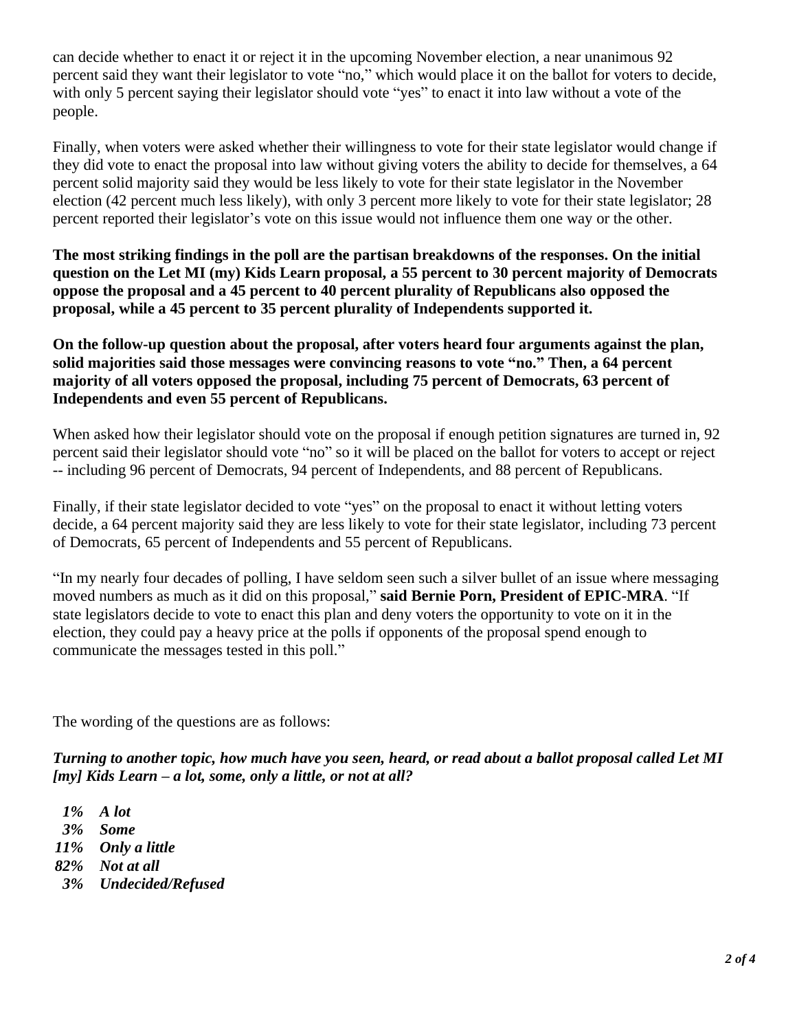can decide whether to enact it or reject it in the upcoming November election, a near unanimous 92 percent said they want their legislator to vote "no," which would place it on the ballot for voters to decide, with only 5 percent saying their legislator should vote "yes" to enact it into law without a vote of the people.

Finally, when voters were asked whether their willingness to vote for their state legislator would change if they did vote to enact the proposal into law without giving voters the ability to decide for themselves, a 64 percent solid majority said they would be less likely to vote for their state legislator in the November election (42 percent much less likely), with only 3 percent more likely to vote for their state legislator; 28 percent reported their legislator's vote on this issue would not influence them one way or the other.

**The most striking findings in the poll are the partisan breakdowns of the responses. On the initial question on the Let MI (my) Kids Learn proposal, a 55 percent to 30 percent majority of Democrats oppose the proposal and a 45 percent to 40 percent plurality of Republicans also opposed the proposal, while a 45 percent to 35 percent plurality of Independents supported it.**

**On the follow-up question about the proposal, after voters heard four arguments against the plan, solid majorities said those messages were convincing reasons to vote "no." Then, a 64 percent majority of all voters opposed the proposal, including 75 percent of Democrats, 63 percent of Independents and even 55 percent of Republicans.**

When asked how their legislator should vote on the proposal if enough petition signatures are turned in, 92 percent said their legislator should vote "no" so it will be placed on the ballot for voters to accept or reject -- including 96 percent of Democrats, 94 percent of Independents, and 88 percent of Republicans.

Finally, if their state legislator decided to vote "yes" on the proposal to enact it without letting voters decide, a 64 percent majority said they are less likely to vote for their state legislator, including 73 percent of Democrats, 65 percent of Independents and 55 percent of Republicans.

"In my nearly four decades of polling, I have seldom seen such a silver bullet of an issue where messaging moved numbers as much as it did on this proposal," **said Bernie Porn, President of EPIC-MRA**. "If state legislators decide to vote to enact this plan and deny voters the opportunity to vote on it in the election, they could pay a heavy price at the polls if opponents of the proposal spend enough to communicate the messages tested in this poll."

The wording of the questions are as follows:

***Turning to another topic, how much have you seen, heard, or read about a ballot proposal called Let MI [my] Kids Learn – a lot, some, only a little, or not at all?***

*1% A lot*
*3% Some*
*11% Only a little*
*82% Not at all*
*3% Undecided/Refused*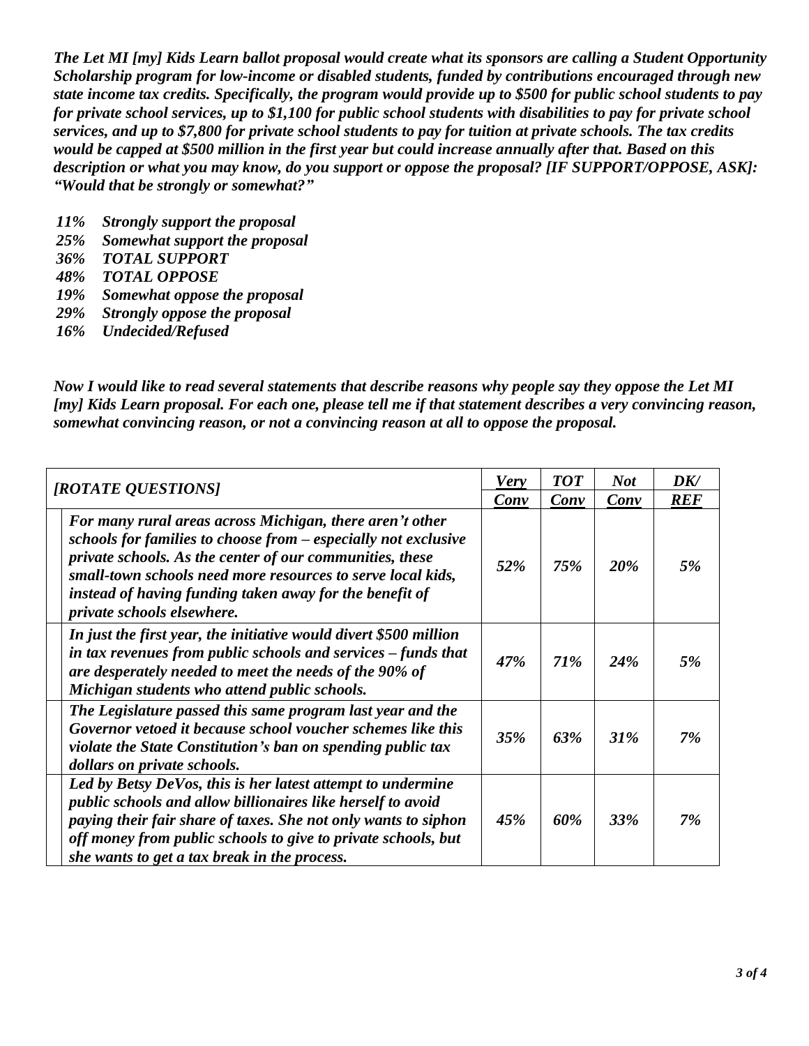***The Let MI [my] Kids Learn ballot proposal would create what its sponsors are calling a Student Opportunity Scholarship program for low-income or disabled students, funded by contributions encouraged through new state income tax credits. Specifically, the program would provide up to $500 for public school students to pay for private school services, up to $1,100 for public school students with disabilities to pay for private school services, and up to $7,800 for private school students to pay for tuition at private schools. The tax credits would be capped at $500 million in the first year but could increase annually after that. Based on this description or what you may know, do you support or oppose the proposal? [IF SUPPORT/OPPOSE, ASK]: "Would that be strongly or somewhat?"***

- ***11% Strongly support the proposal***
- ***25% Somewhat support the proposal***
- ***36% TOTAL SUPPORT***
- ***48% TOTAL OPPOSE***
- ***19% Somewhat oppose the proposal***
- ***29% Strongly oppose the proposal***
- ***16% Undecided/Refused***

***Now I would like to read several statements that describe reasons why people say they oppose the Let MI [my] Kids Learn proposal. For each one, please tell me if that statement describes a very convincing reason, somewhat convincing reason, or not a convincing reason at all to oppose the proposal.***

| *[ROTATE QUESTIONS]* | *Very Conv* | *TOT Conv* | *Not Conv* | *DK/ REF* |
|---|---|---|---|---|
| *For many rural areas across Michigan, there aren't other schools for families to choose from – especially not exclusive private schools. As the center of our communities, these small-town schools need more resources to serve local kids, instead of having funding taken away for the benefit of private schools elsewhere.* | *52%* | *75%* | *20%* | *5%* |
| *In just the first year, the initiative would divert $500 million in tax revenues from public schools and services – funds that are desperately needed to meet the needs of the 90% of Michigan students who attend public schools.* | *47%* | *71%* | *24%* | *5%* |
| *The Legislature passed this same program last year and the Governor vetoed it because school voucher schemes like this violate the State Constitution's ban on spending public tax dollars on private schools.* | *35%* | *63%* | *31%* | *7%* |
| *Led by Betsy DeVos, this is her latest attempt to undermine public schools and allow billionaires like herself to avoid paying their fair share of taxes. She not only wants to siphon off money from public schools to give to private schools, but she wants to get a tax break in the process.* | *45%* | *60%* | *33%* | *7%* |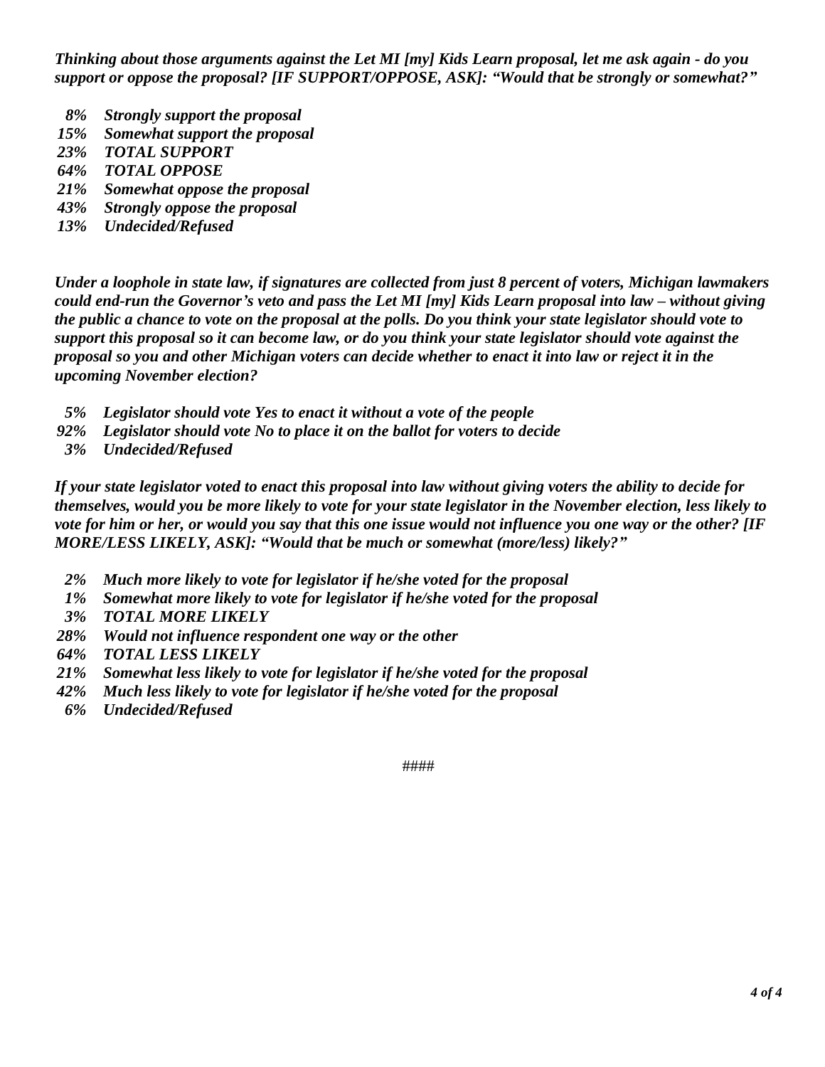*Thinking about those arguments against the Let MI [my] Kids Learn proposal, let me ask again - do you support or oppose the proposal? [IF SUPPORT/OPPOSE, ASK]: "Would that be strongly or somewhat?"*

*8% Strongly support the proposal*
*15% Somewhat support the proposal*
*23% TOTAL SUPPORT*
*64% TOTAL OPPOSE*
*21% Somewhat oppose the proposal*
*43% Strongly oppose the proposal*
*13% Undecided/Refused*

*Under a loophole in state law, if signatures are collected from just 8 percent of voters, Michigan lawmakers could end-run the Governor's veto and pass the Let MI [my] Kids Learn proposal into law – without giving the public a chance to vote on the proposal at the polls. Do you think your state legislator should vote to support this proposal so it can become law, or do you think your state legislator should vote against the proposal so you and other Michigan voters can decide whether to enact it into law or reject it in the upcoming November election?*

*5% Legislator should vote Yes to enact it without a vote of the people*
*92% Legislator should vote No to place it on the ballot for voters to decide*
*3% Undecided/Refused*

*If your state legislator voted to enact this proposal into law without giving voters the ability to decide for themselves, would you be more likely to vote for your state legislator in the November election, less likely to vote for him or her, or would you say that this one issue would not influence you one way or the other? [IF MORE/LESS LIKELY, ASK]: "Would that be much or somewhat (more/less) likely?"*

*2% Much more likely to vote for legislator if he/she voted for the proposal*
*1% Somewhat more likely to vote for legislator if he/she voted for the proposal*
*3% TOTAL MORE LIKELY*
*28% Would not influence respondent one way or the other*
*64% TOTAL LESS LIKELY*
*21% Somewhat less likely to vote for legislator if he/she voted for the proposal*
*42% Much less likely to vote for legislator if he/she voted for the proposal*
*6% Undecided/Refused*

####